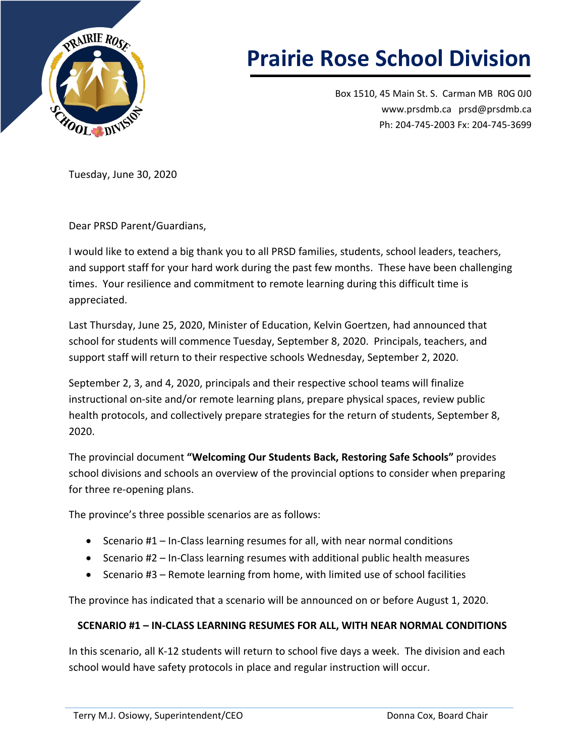# Prairie Rose School Division

Box 1510, 45 Main St. S. Carman MB R0G 0J0
www.prsdmb.ca prsd@prsdmb.ca
Ph: 204-745-2003 Fx: 204-745-3699

Tuesday, June 30, 2020

Dear PRSD Parent/Guardians,

I would like to extend a big thank you to all PRSD families, students, school leaders, teachers, and support staff for your hard work during the past few months. These have been challenging times. Your resilience and commitment to remote learning during this difficult time is appreciated.

Last Thursday, June 25, 2020, Minister of Education, Kelvin Goertzen, had announced that school for students will commence Tuesday, September 8, 2020. Principals, teachers, and support staff will return to their respective schools Wednesday, September 2, 2020.

September 2, 3, and 4, 2020, principals and their respective school teams will finalize instructional on-site and/or remote learning plans, prepare physical spaces, review public health protocols, and collectively prepare strategies for the return of students, September 8, 2020.

The provincial document **"Welcoming Our Students Back, Restoring Safe Schools"** provides school divisions and schools an overview of the provincial options to consider when preparing for three re-opening plans.

The province's three possible scenarios are as follows:

- Scenario #1 – In-Class learning resumes for all, with near normal conditions
- Scenario #2 – In-Class learning resumes with additional public health measures
- Scenario #3 – Remote learning from home, with limited use of school facilities

The province has indicated that a scenario will be announced on or before August 1, 2020.

**SCENARIO #1 – IN-CLASS LEARNING RESUMES FOR ALL, WITH NEAR NORMAL CONDITIONS**

In this scenario, all K-12 students will return to school five days a week. The division and each school would have safety protocols in place and regular instruction will occur.

Terry M.J. Osiowy, Superintendent/CEO Donna Cox, Board Chair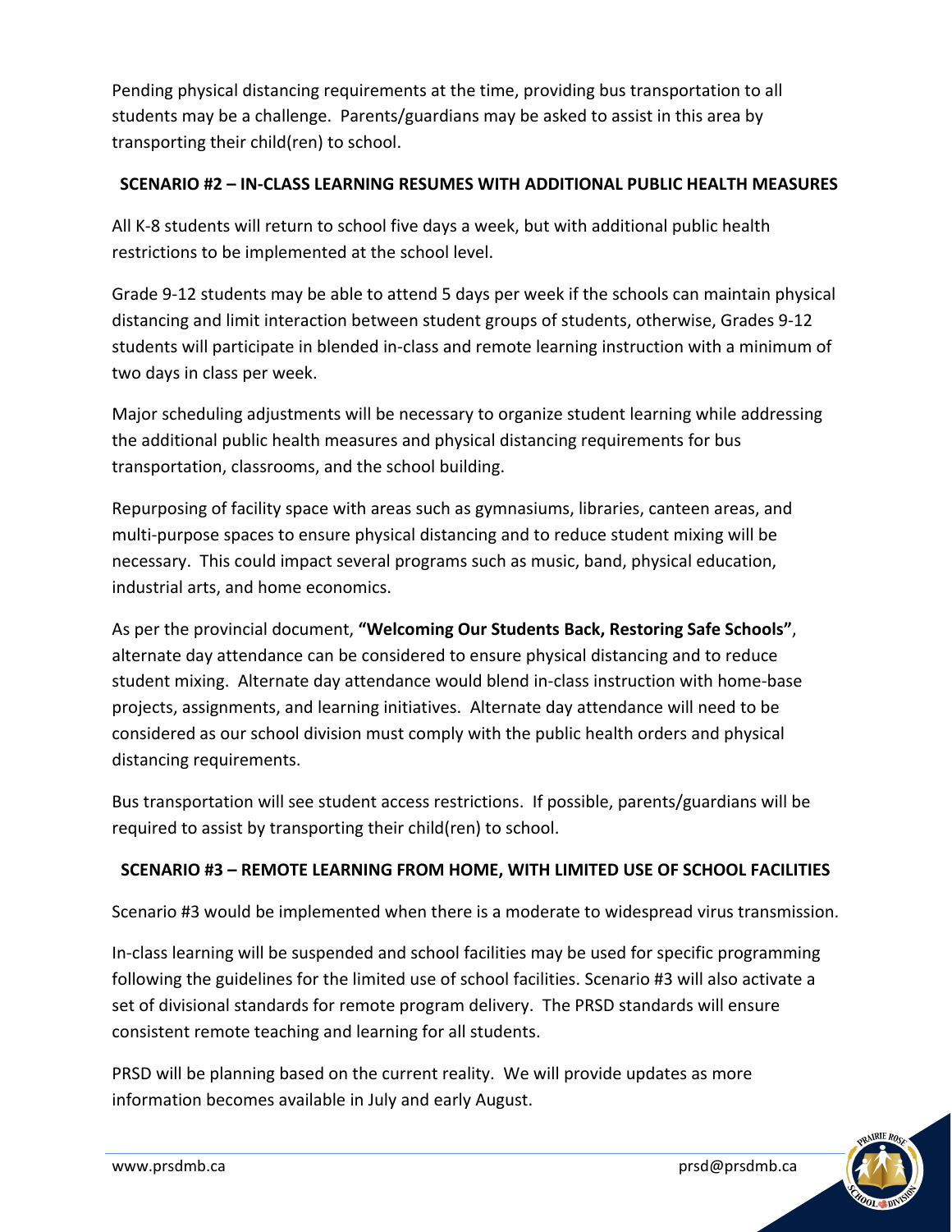Pending physical distancing requirements at the time, providing bus transportation to all students may be a challenge. Parents/guardians may be asked to assist in this area by transporting their child(ren) to school.

## SCENARIO #2 – IN-CLASS LEARNING RESUMES WITH ADDITIONAL PUBLIC HEALTH MEASURES

All K-8 students will return to school five days a week, but with additional public health restrictions to be implemented at the school level.

Grade 9-12 students may be able to attend 5 days per week if the schools can maintain physical distancing and limit interaction between student groups of students, otherwise, Grades 9-12 students will participate in blended in-class and remote learning instruction with a minimum of two days in class per week.

Major scheduling adjustments will be necessary to organize student learning while addressing the additional public health measures and physical distancing requirements for bus transportation, classrooms, and the school building.

Repurposing of facility space with areas such as gymnasiums, libraries, canteen areas, and multi-purpose spaces to ensure physical distancing and to reduce student mixing will be necessary. This could impact several programs such as music, band, physical education, industrial arts, and home economics.

As per the provincial document, **"Welcoming Our Students Back, Restoring Safe Schools"**, alternate day attendance can be considered to ensure physical distancing and to reduce student mixing. Alternate day attendance would blend in-class instruction with home-base projects, assignments, and learning initiatives. Alternate day attendance will need to be considered as our school division must comply with the public health orders and physical distancing requirements.

Bus transportation will see student access restrictions. If possible, parents/guardians will be required to assist by transporting their child(ren) to school.

## SCENARIO #3 – REMOTE LEARNING FROM HOME, WITH LIMITED USE OF SCHOOL FACILITIES

Scenario #3 would be implemented when there is a moderate to widespread virus transmission.

In-class learning will be suspended and school facilities may be used for specific programming following the guidelines for the limited use of school facilities. Scenario #3 will also activate a set of divisional standards for remote program delivery. The PRSD standards will ensure consistent remote teaching and learning for all students.

PRSD will be planning based on the current reality. We will provide updates as more information becomes available in July and early August.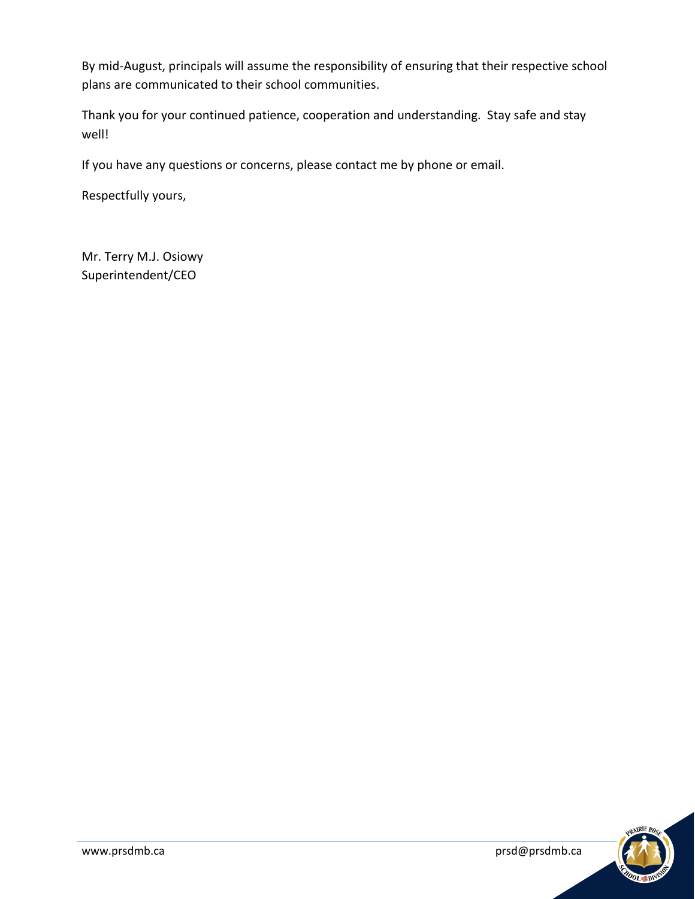By mid-August, principals will assume the responsibility of ensuring that their respective school plans are communicated to their school communities.

Thank you for your continued patience, cooperation and understanding. Stay safe and stay well!

If you have any questions or concerns, please contact me by phone or email.

Respectfully yours,

Mr. Terry M.J. Osiowy
Superintendent/CEO